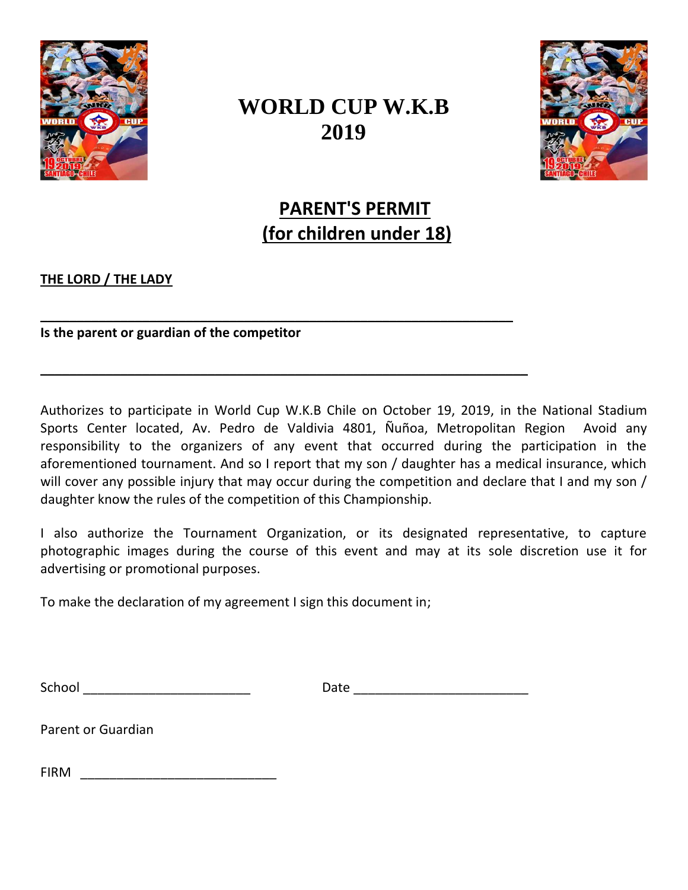# WORLD CUP W.K.B 2019

## PARENT'S PERMIT (for children under 18)

**THE LORD / THE LADY**

______________________________________________________________

**Is the parent or guardian of the competitor**

______________________________________________________________

Authorizes to participate in World Cup W.K.B Chile on October 19, 2019, in the National Stadium Sports Center located, Av. Pedro de Valdivia 4801, Ñuñoa, Metropolitan Region Avoid any responsibility to the organizers of any event that occurred during the participation in the aforementioned tournament. And so I report that my son / daughter has a medical insurance, which will cover any possible injury that may occur during the competition and declare that I and my son / daughter know the rules of the competition of this Championship.

I also authorize the Tournament Organization, or its designated representative, to capture photographic images during the course of this event and may at its sole discretion use it for advertising or promotional purposes.

To make the declaration of my agreement I sign this document in;

School ________________________ Date ________________________

Parent or Guardian

FIRM ____________________________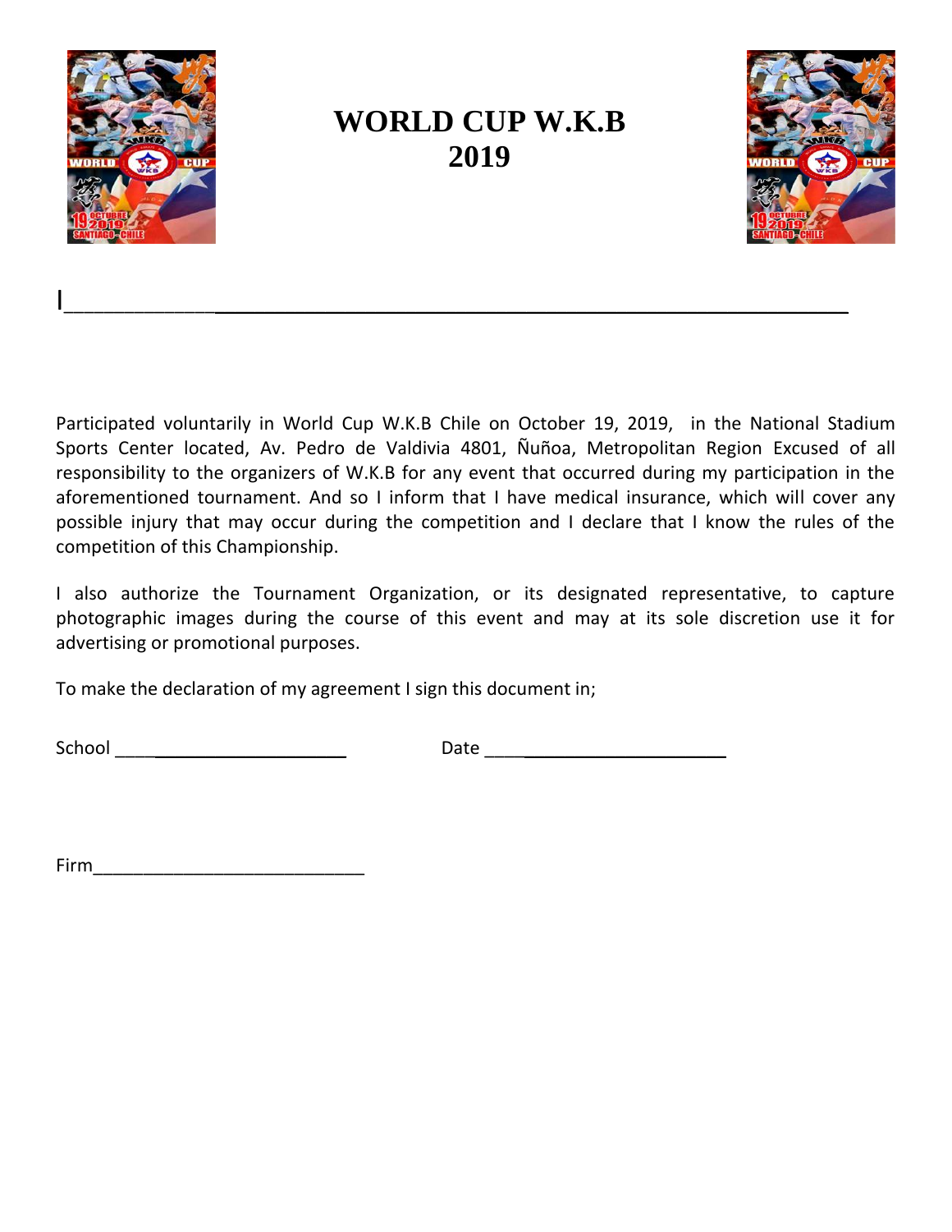# WORLD CUP W.K.B 2019

I______________________________________________________________

Participated voluntarily in World Cup W.K.B Chile on October 19, 2019, in the National Stadium Sports Center located, Av. Pedro de Valdivia 4801, Ñuñoa, Metropolitan Region Excused of all responsibility to the organizers of W.K.B for any event that occurred during my participation in the aforementioned tournament. And so I inform that I have medical insurance, which will cover any possible injury that may occur during the competition and I declare that I know the rules of the competition of this Championship.

I also authorize the Tournament Organization, or its designated representative, to capture photographic images during the course of this event and may at its sole discretion use it for advertising or promotional purposes.

To make the declaration of my agreement I sign this document in;

School ________________________ Date ________________________

Firm___________________________